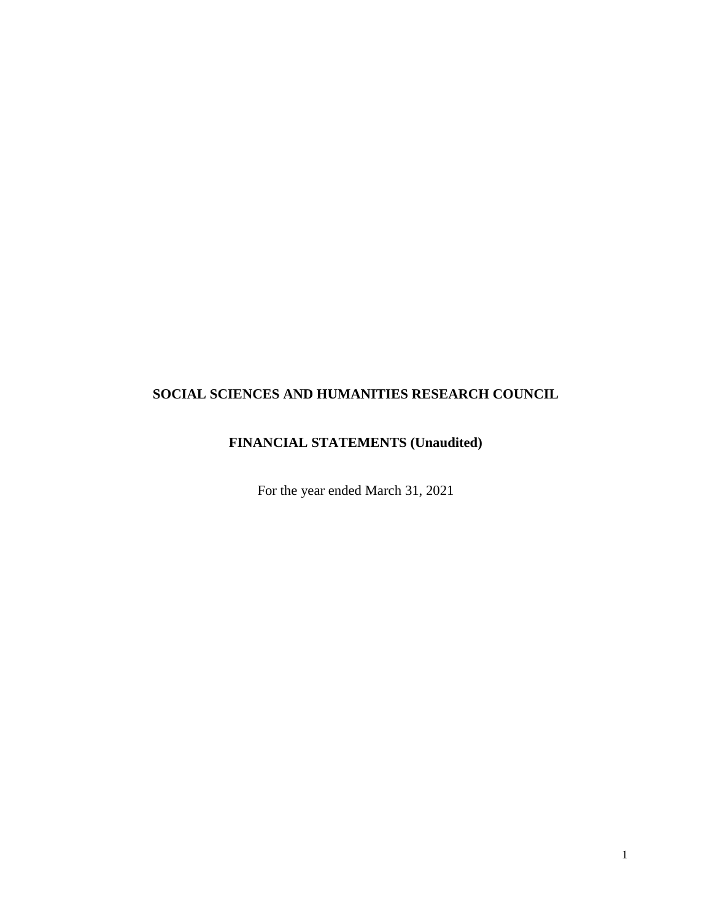# SOCIAL SCIENCES AND HUMANITIES RESEARCH COUNCIL

## FINANCIAL STATEMENTS (Unaudited)

For the year ended March 31, 2021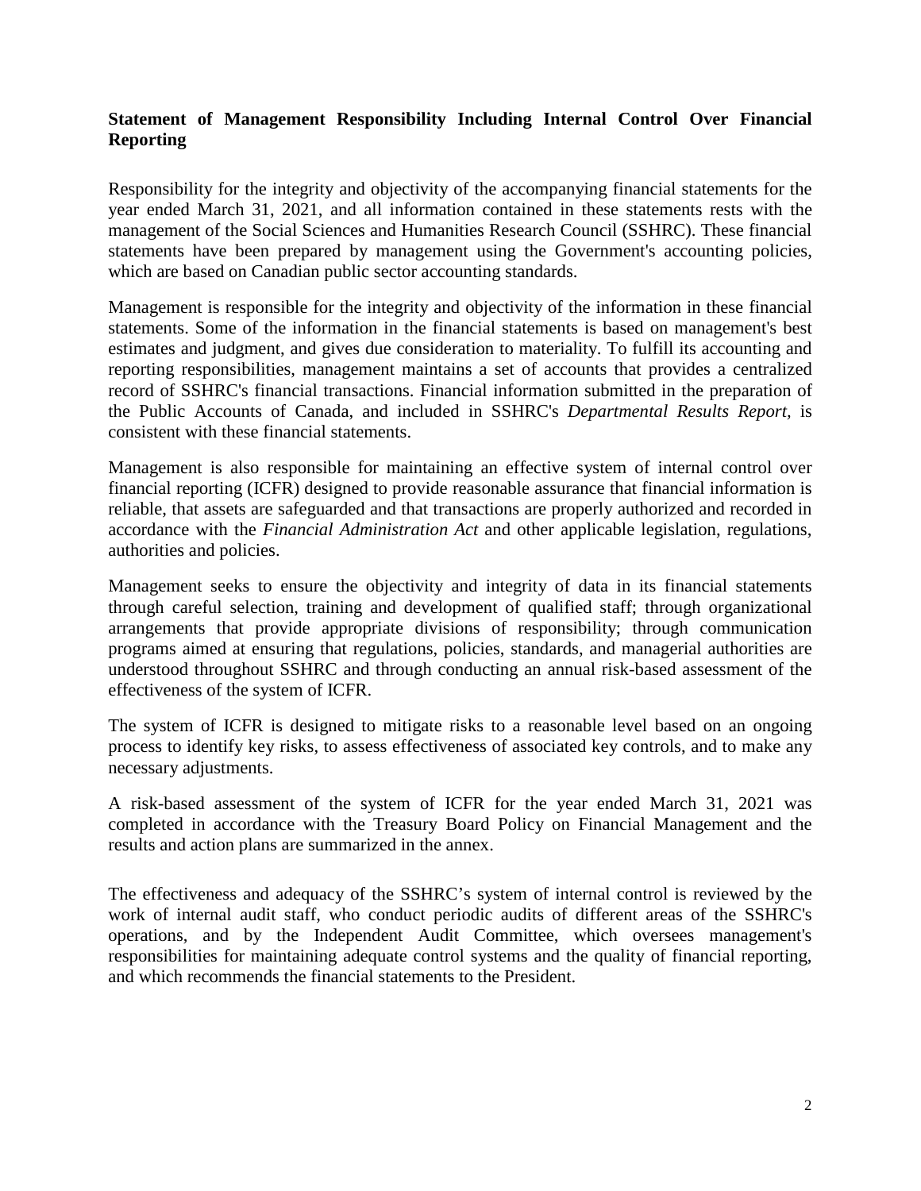**Statement of Management Responsibility Including Internal Control Over Financial Reporting**

Responsibility for the integrity and objectivity of the accompanying financial statements for the year ended March 31, 2021, and all information contained in these statements rests with the management of the Social Sciences and Humanities Research Council (SSHRC). These financial statements have been prepared by management using the Government's accounting policies, which are based on Canadian public sector accounting standards.

Management is responsible for the integrity and objectivity of the information in these financial statements. Some of the information in the financial statements is based on management's best estimates and judgment, and gives due consideration to materiality. To fulfill its accounting and reporting responsibilities, management maintains a set of accounts that provides a centralized record of SSHRC's financial transactions. Financial information submitted in the preparation of the Public Accounts of Canada, and included in SSHRC's *Departmental Results Report,* is consistent with these financial statements.

Management is also responsible for maintaining an effective system of internal control over financial reporting (ICFR) designed to provide reasonable assurance that financial information is reliable, that assets are safeguarded and that transactions are properly authorized and recorded in accordance with the *Financial Administration Act* and other applicable legislation, regulations, authorities and policies.

Management seeks to ensure the objectivity and integrity of data in its financial statements through careful selection, training and development of qualified staff; through organizational arrangements that provide appropriate divisions of responsibility; through communication programs aimed at ensuring that regulations, policies, standards, and managerial authorities are understood throughout SSHRC and through conducting an annual risk-based assessment of the effectiveness of the system of ICFR.

The system of ICFR is designed to mitigate risks to a reasonable level based on an ongoing process to identify key risks, to assess effectiveness of associated key controls, and to make any necessary adjustments.

A risk-based assessment of the system of ICFR for the year ended March 31, 2021 was completed in accordance with the Treasury Board Policy on Financial Management and the results and action plans are summarized in the annex.

The effectiveness and adequacy of the SSHRC's system of internal control is reviewed by the work of internal audit staff, who conduct periodic audits of different areas of the SSHRC's operations, and by the Independent Audit Committee, which oversees management's responsibilities for maintaining adequate control systems and the quality of financial reporting, and which recommends the financial statements to the President.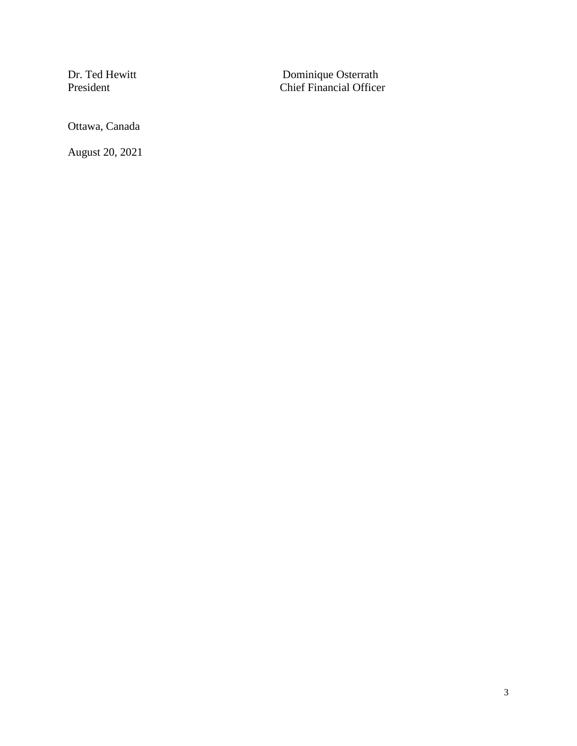| Dr. Ted Hewitt | Dominique Osterrath |
| --- | --- |
| President | Chief Financial Officer |

Ottawa, Canada

August 20, 2021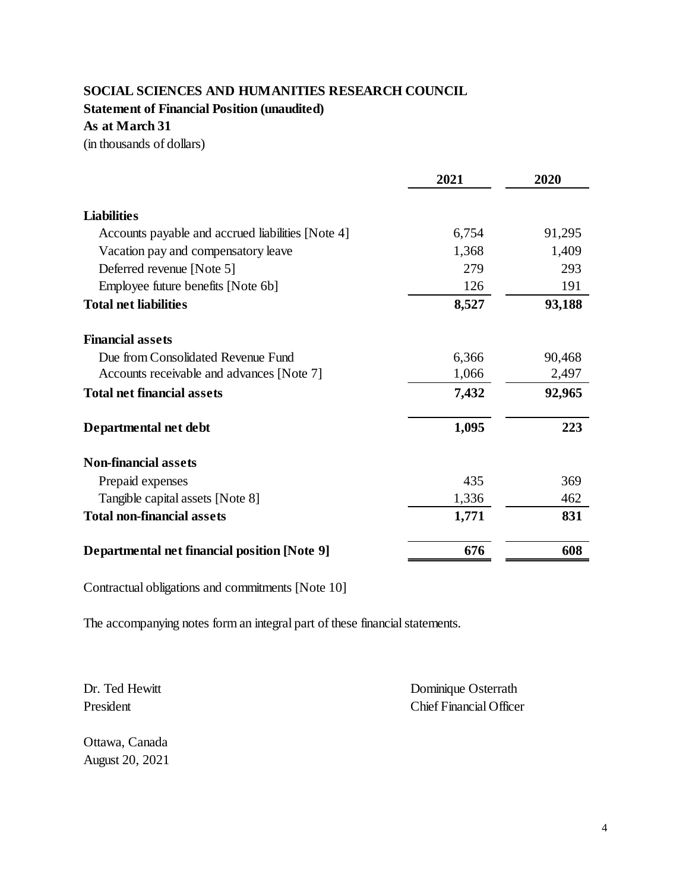**SOCIAL SCIENCES AND HUMANITIES RESEARCH COUNCIL**

**Statement of Financial Position (unaudited)**

**As at March 31**

(in thousands of dollars)

| | 2021 | 2020 |
|---|---|---|
| **Liabilities** | | |
| Accounts payable and accrued liabilities [Note 4] | 6,754 | 91,295 |
| Vacation pay and compensatory leave | 1,368 | 1,409 |
| Deferred revenue [Note 5] | 279 | 293 |
| Employee future benefits [Note 6b] | 126 | 191 |
| **Total net liabilities** | **8,527** | **93,188** |
| **Financial assets** | | |
| Due from Consolidated Revenue Fund | 6,366 | 90,468 |
| Accounts receivable and advances [Note 7] | 1,066 | 2,497 |
| **Total net financial assets** | **7,432** | **92,965** |
| **Departmental net debt** | **1,095** | **223** |
| **Non-financial assets** | | |
| Prepaid expenses | 435 | 369 |
| Tangible capital assets [Note 8] | 1,336 | 462 |
| **Total non-financial assets** | **1,771** | **831** |
| **Departmental net financial position [Note 9]** | **676** | **608** |

Contractual obligations and commitments [Note 10]

The accompanying notes form an integral part of these financial statements.

Dr. Ted Hewitt
President

Dominique Osterrath
Chief Financial Officer

Ottawa, Canada
August 20, 2021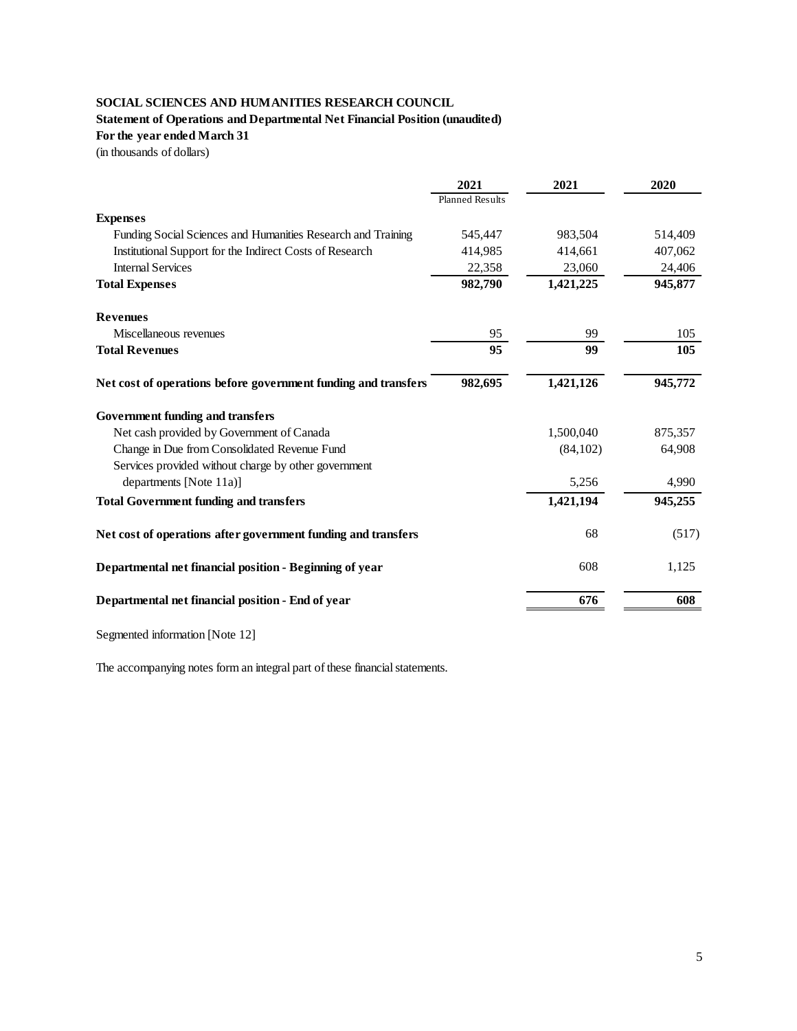**SOCIAL SCIENCES AND HUMANITIES RESEARCH COUNCIL**

**Statement of Operations and Departmental Net Financial Position (unaudited)**

**For the year ended March 31**

(in thousands of dollars)

| | 2021 Planned Results | 2021 | 2020 |
|---|---|---|---|
| **Expenses** | | | |
| Funding Social Sciences and Humanities Research and Training | 545,447 | 983,504 | 514,409 |
| Institutional Support for the Indirect Costs of Research | 414,985 | 414,661 | 407,062 |
| Internal Services | 22,358 | 23,060 | 24,406 |
| **Total Expenses** | **982,790** | **1,421,225** | **945,877** |
| **Revenues** | | | |
| Miscellaneous revenues | 95 | 99 | 105 |
| **Total Revenues** | **95** | **99** | **105** |
| **Net cost of operations before government funding and transfers** | **982,695** | **1,421,126** | **945,772** |
| **Government funding and transfers** | | | |
| Net cash provided by Government of Canada | | 1,500,040 | 875,357 |
| Change in Due from Consolidated Revenue Fund | | (84,102) | 64,908 |
| Services provided without charge by other government departments [Note 11a)] | | 5,256 | 4,990 |
| **Total Government funding and transfers** | | **1,421,194** | **945,255** |
| **Net cost of operations after government funding and transfers** | | 68 | (517) |
| **Departmental net financial position - Beginning of year** | | 608 | 1,125 |
| **Departmental net financial position - End of year** | | **676** | **608** |

Segmented information [Note 12]

The accompanying notes form an integral part of these financial statements.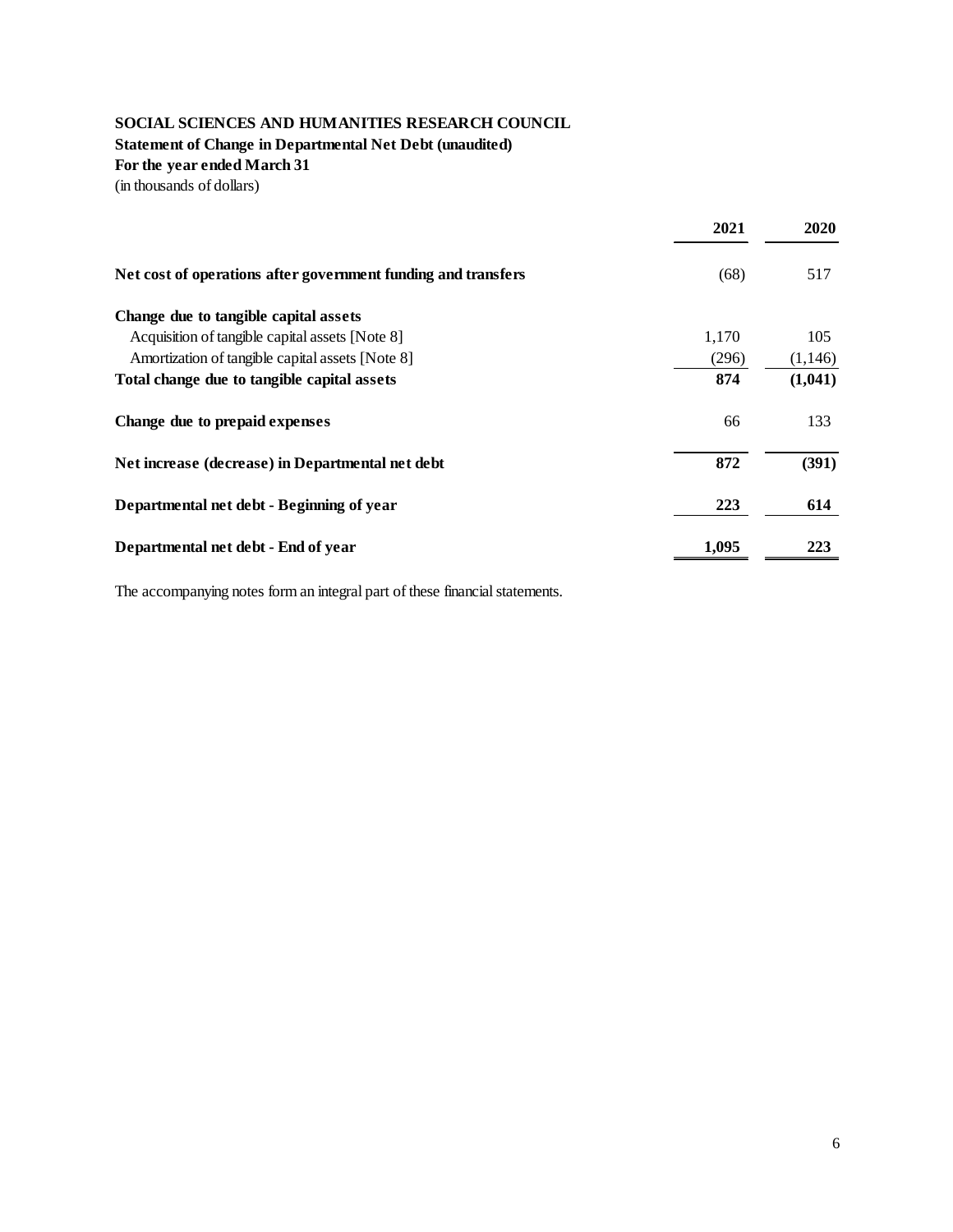**SOCIAL SCIENCES AND HUMANITIES RESEARCH COUNCIL**
**Statement of Change in Departmental Net Debt (unaudited)**
**For the year ended March 31**
(in thousands of dollars)

| | 2021 | 2020 |
|---|---|---|
| **Net cost of operations after government funding and transfers** | (68) | 517 |
| **Change due to tangible capital assets** | | |
| Acquisition of tangible capital assets [Note 8] | 1,170 | 105 |
| Amortization of tangible capital assets [Note 8] | (296) | (1,146) |
| **Total change due to tangible capital assets** | **874** | **(1,041)** |
| **Change due to prepaid expenses** | 66 | 133 |
| **Net increase (decrease) in Departmental net debt** | **872** | **(391)** |
| **Departmental net debt - Beginning of year** | **223** | **614** |
| **Departmental net debt - End of year** | **1,095** | **223** |

The accompanying notes form an integral part of these financial statements.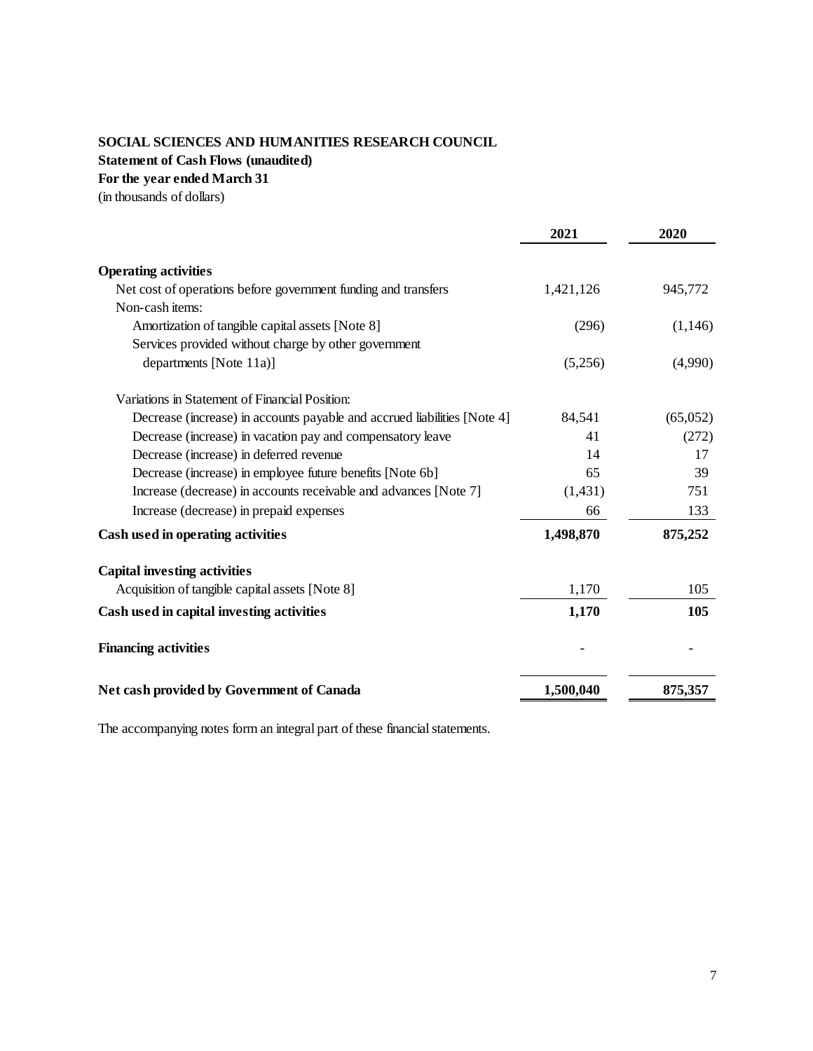**SOCIAL SCIENCES AND HUMANITIES RESEARCH COUNCIL**
**Statement of Cash Flows (unaudited)**
**For the year ended March 31**
(in thousands of dollars)

| | 2021 | 2020 |
|---|---|---|
| **Operating activities** | | |
| Net cost of operations before government funding and transfers | 1,421,126 | 945,772 |
| Non-cash items: | | |
| Amortization of tangible capital assets [Note 8] | (296) | (1,146) |
| Services provided without charge by other government departments [Note 11a)] | (5,256) | (4,990) |
| Variations in Statement of Financial Position: | | |
| Decrease (increase) in accounts payable and accrued liabilities [Note 4] | 84,541 | (65,052) |
| Decrease (increase) in vacation pay and compensatory leave | 41 | (272) |
| Decrease (increase) in deferred revenue | 14 | 17 |
| Decrease (increase) in employee future benefits [Note 6b] | 65 | 39 |
| Increase (decrease) in accounts receivable and advances [Note 7] | (1,431) | 751 |
| Increase (decrease) in prepaid expenses | 66 | 133 |
| **Cash used in operating activities** | **1,498,870** | **875,252** |
| **Capital investing activities** | | |
| Acquisition of tangible capital assets [Note 8] | 1,170 | 105 |
| **Cash used in capital investing activities** | **1,170** | **105** |
| **Financing activities** | - | - |
| **Net cash provided by Government of Canada** | **1,500,040** | **875,357** |

The accompanying notes form an integral part of these financial statements.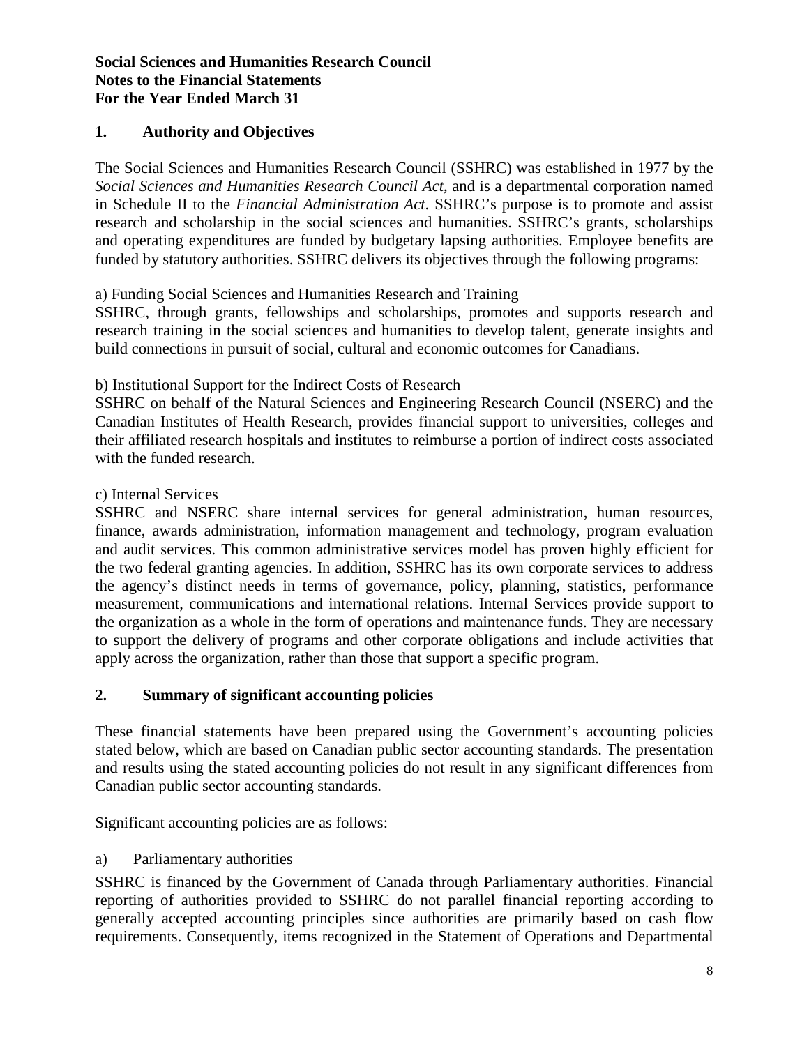**Social Sciences and Humanities Research Council**
**Notes to the Financial Statements**
**For the Year Ended March 31**

## 1. Authority and Objectives

The Social Sciences and Humanities Research Council (SSHRC) was established in 1977 by the *Social Sciences and Humanities Research Council Act*, and is a departmental corporation named in Schedule II to the *Financial Administration Act*. SSHRC's purpose is to promote and assist research and scholarship in the social sciences and humanities. SSHRC's grants, scholarships and operating expenditures are funded by budgetary lapsing authorities. Employee benefits are funded by statutory authorities. SSHRC delivers its objectives through the following programs:

a) Funding Social Sciences and Humanities Research and Training
SSHRC, through grants, fellowships and scholarships, promotes and supports research and research training in the social sciences and humanities to develop talent, generate insights and build connections in pursuit of social, cultural and economic outcomes for Canadians.

b) Institutional Support for the Indirect Costs of Research
SSHRC on behalf of the Natural Sciences and Engineering Research Council (NSERC) and the Canadian Institutes of Health Research, provides financial support to universities, colleges and their affiliated research hospitals and institutes to reimburse a portion of indirect costs associated with the funded research.

c) Internal Services
SSHRC and NSERC share internal services for general administration, human resources, finance, awards administration, information management and technology, program evaluation and audit services. This common administrative services model has proven highly efficient for the two federal granting agencies. In addition, SSHRC has its own corporate services to address the agency's distinct needs in terms of governance, policy, planning, statistics, performance measurement, communications and international relations. Internal Services provide support to the organization as a whole in the form of operations and maintenance funds. They are necessary to support the delivery of programs and other corporate obligations and include activities that apply across the organization, rather than those that support a specific program.

## 2. Summary of significant accounting policies

These financial statements have been prepared using the Government's accounting policies stated below, which are based on Canadian public sector accounting standards. The presentation and results using the stated accounting policies do not result in any significant differences from Canadian public sector accounting standards.

Significant accounting policies are as follows:

a) Parliamentary authorities

SSHRC is financed by the Government of Canada through Parliamentary authorities. Financial reporting of authorities provided to SSHRC do not parallel financial reporting according to generally accepted accounting principles since authorities are primarily based on cash flow requirements. Consequently, items recognized in the Statement of Operations and Departmental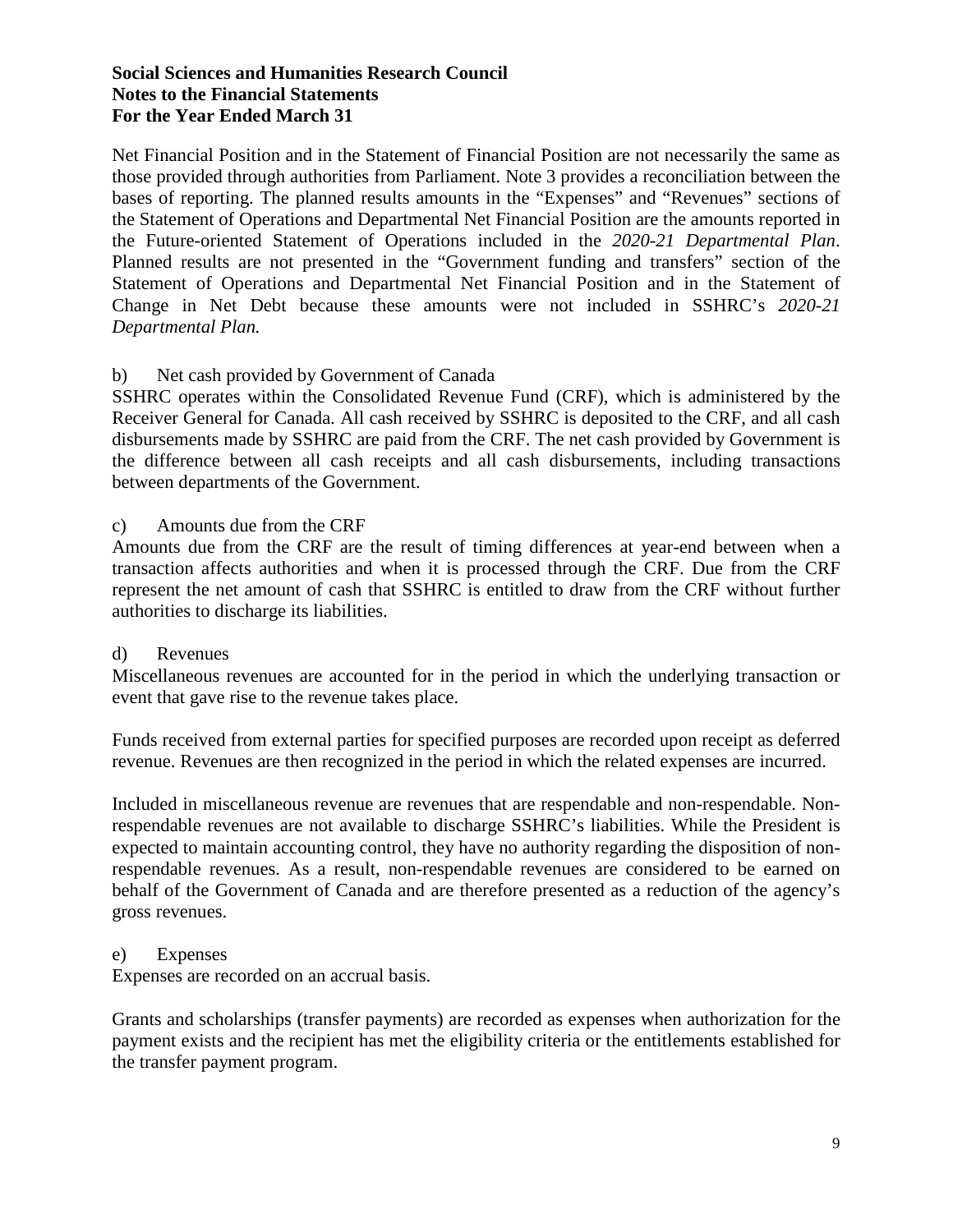Net Financial Position and in the Statement of Financial Position are not necessarily the same as those provided through authorities from Parliament. Note 3 provides a reconciliation between the bases of reporting. The planned results amounts in the "Expenses" and "Revenues" sections of the Statement of Operations and Departmental Net Financial Position are the amounts reported in the Future-oriented Statement of Operations included in the *2020-21 Departmental Plan*. Planned results are not presented in the "Government funding and transfers" section of the Statement of Operations and Departmental Net Financial Position and in the Statement of Change in Net Debt because these amounts were not included in SSHRC's *2020-21 Departmental Plan.*

b) Net cash provided by Government of Canada

SSHRC operates within the Consolidated Revenue Fund (CRF), which is administered by the Receiver General for Canada. All cash received by SSHRC is deposited to the CRF, and all cash disbursements made by SSHRC are paid from the CRF. The net cash provided by Government is the difference between all cash receipts and all cash disbursements, including transactions between departments of the Government.

c) Amounts due from the CRF

Amounts due from the CRF are the result of timing differences at year-end between when a transaction affects authorities and when it is processed through the CRF. Due from the CRF represent the net amount of cash that SSHRC is entitled to draw from the CRF without further authorities to discharge its liabilities.

d) Revenues

Miscellaneous revenues are accounted for in the period in which the underlying transaction or event that gave rise to the revenue takes place.

Funds received from external parties for specified purposes are recorded upon receipt as deferred revenue. Revenues are then recognized in the period in which the related expenses are incurred.

Included in miscellaneous revenue are revenues that are respendable and non-respendable. Non-respendable revenues are not available to discharge SSHRC's liabilities. While the President is expected to maintain accounting control, they have no authority regarding the disposition of non-respendable revenues. As a result, non-respendable revenues are considered to be earned on behalf of the Government of Canada and are therefore presented as a reduction of the agency's gross revenues.

e) Expenses

Expenses are recorded on an accrual basis.

Grants and scholarships (transfer payments) are recorded as expenses when authorization for the payment exists and the recipient has met the eligibility criteria or the entitlements established for the transfer payment program.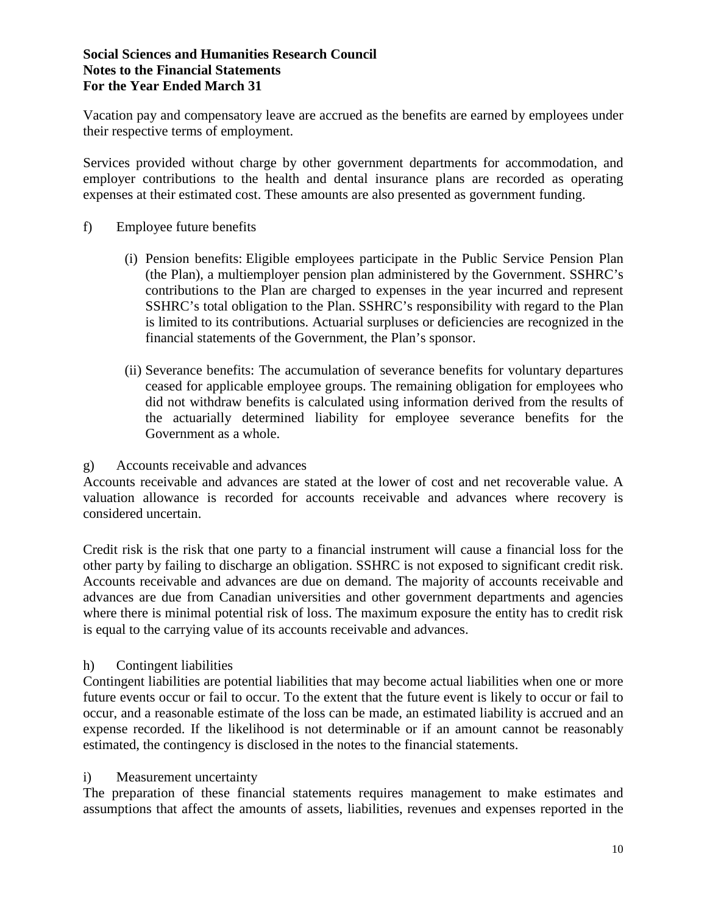Vacation pay and compensatory leave are accrued as the benefits are earned by employees under their respective terms of employment.

Services provided without charge by other government departments for accommodation, and employer contributions to the health and dental insurance plans are recorded as operating expenses at their estimated cost. These amounts are also presented as government funding.

f) Employee future benefits

(i) Pension benefits: Eligible employees participate in the Public Service Pension Plan (the Plan), a multiemployer pension plan administered by the Government. SSHRC's contributions to the Plan are charged to expenses in the year incurred and represent SSHRC's total obligation to the Plan. SSHRC's responsibility with regard to the Plan is limited to its contributions. Actuarial surpluses or deficiencies are recognized in the financial statements of the Government, the Plan's sponsor.

(ii) Severance benefits: The accumulation of severance benefits for voluntary departures ceased for applicable employee groups. The remaining obligation for employees who did not withdraw benefits is calculated using information derived from the results of the actuarially determined liability for employee severance benefits for the Government as a whole.

g) Accounts receivable and advances

Accounts receivable and advances are stated at the lower of cost and net recoverable value. A valuation allowance is recorded for accounts receivable and advances where recovery is considered uncertain.

Credit risk is the risk that one party to a financial instrument will cause a financial loss for the other party by failing to discharge an obligation. SSHRC is not exposed to significant credit risk. Accounts receivable and advances are due on demand. The majority of accounts receivable and advances are due from Canadian universities and other government departments and agencies where there is minimal potential risk of loss. The maximum exposure the entity has to credit risk is equal to the carrying value of its accounts receivable and advances.

h) Contingent liabilities

Contingent liabilities are potential liabilities that may become actual liabilities when one or more future events occur or fail to occur. To the extent that the future event is likely to occur or fail to occur, and a reasonable estimate of the loss can be made, an estimated liability is accrued and an expense recorded. If the likelihood is not determinable or if an amount cannot be reasonably estimated, the contingency is disclosed in the notes to the financial statements.

i) Measurement uncertainty

The preparation of these financial statements requires management to make estimates and assumptions that affect the amounts of assets, liabilities, revenues and expenses reported in the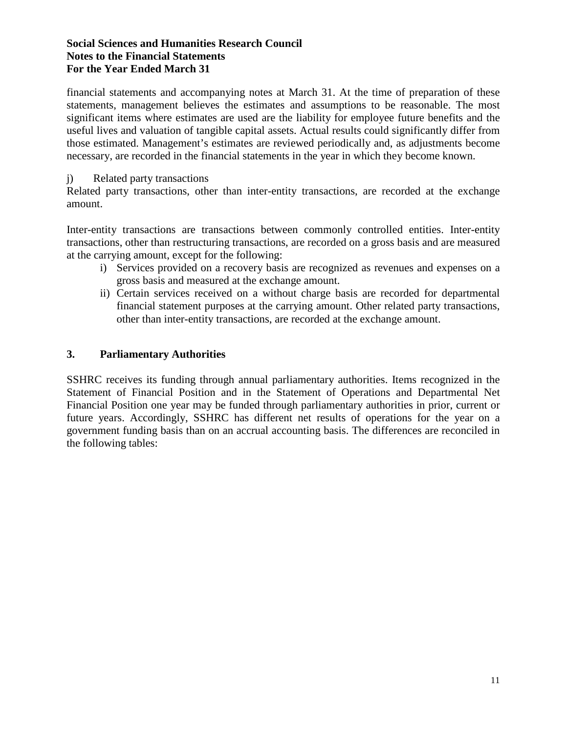financial statements and accompanying notes at March 31. At the time of preparation of these statements, management believes the estimates and assumptions to be reasonable. The most significant items where estimates are used are the liability for employee future benefits and the useful lives and valuation of tangible capital assets. Actual results could significantly differ from those estimated. Management's estimates are reviewed periodically and, as adjustments become necessary, are recorded in the financial statements in the year in which they become known.

j) Related party transactions

Related party transactions, other than inter-entity transactions, are recorded at the exchange amount.

Inter-entity transactions are transactions between commonly controlled entities. Inter-entity transactions, other than restructuring transactions, are recorded on a gross basis and are measured at the carrying amount, except for the following:

i) Services provided on a recovery basis are recognized as revenues and expenses on a gross basis and measured at the exchange amount.
ii) Certain services received on a without charge basis are recorded for departmental financial statement purposes at the carrying amount. Other related party transactions, other than inter-entity transactions, are recorded at the exchange amount.

## 3. Parliamentary Authorities

SSHRC receives its funding through annual parliamentary authorities. Items recognized in the Statement of Financial Position and in the Statement of Operations and Departmental Net Financial Position one year may be funded through parliamentary authorities in prior, current or future years. Accordingly, SSHRC has different net results of operations for the year on a government funding basis than on an accrual accounting basis. The differences are reconciled in the following tables: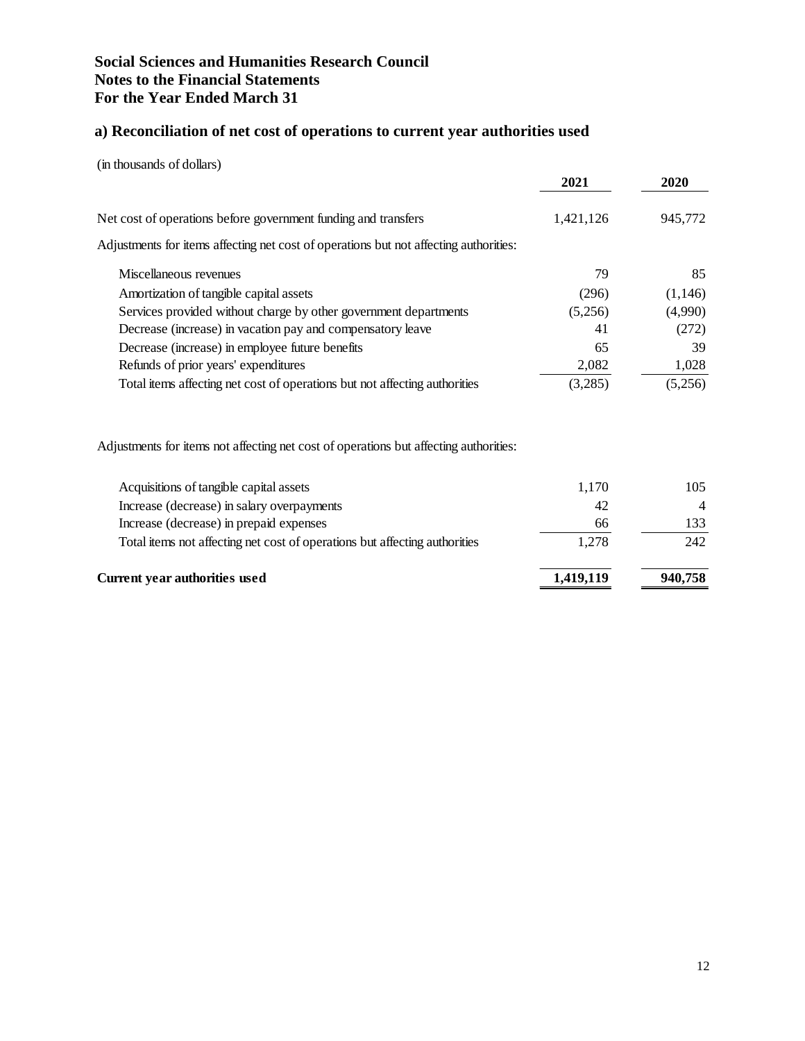**Social Sciences and Humanities Research Council**
**Notes to the Financial Statements**
**For the Year Ended March 31**

## a) Reconciliation of net cost of operations to current year authorities used

(in thousands of dollars)

| | 2021 | 2020 |
|---|---|---|
| Net cost of operations before government funding and transfers | 1,421,126 | 945,772 |
| Adjustments for items affecting net cost of operations but not affecting authorities: | | |
| Miscellaneous revenues | 79 | 85 |
| Amortization of tangible capital assets | (296) | (1,146) |
| Services provided without charge by other government departments | (5,256) | (4,990) |
| Decrease (increase) in vacation pay and compensatory leave | 41 | (272) |
| Decrease (increase) in employee future benefits | 65 | 39 |
| Refunds of prior years' expenditures | 2,082 | 1,028 |
| Total items affecting net cost of operations but not affecting authorities | (3,285) | (5,256) |
| Adjustments for items not affecting net cost of operations but affecting authorities: | | |
| Acquisitions of tangible capital assets | 1,170 | 105 |
| Increase (decrease) in salary overpayments | 42 | 4 |
| Increase (decrease) in prepaid expenses | 66 | 133 |
| Total items not affecting net cost of operations but affecting authorities | 1,278 | 242 |
| **Current year authorities used** | **1,419,119** | **940,758** |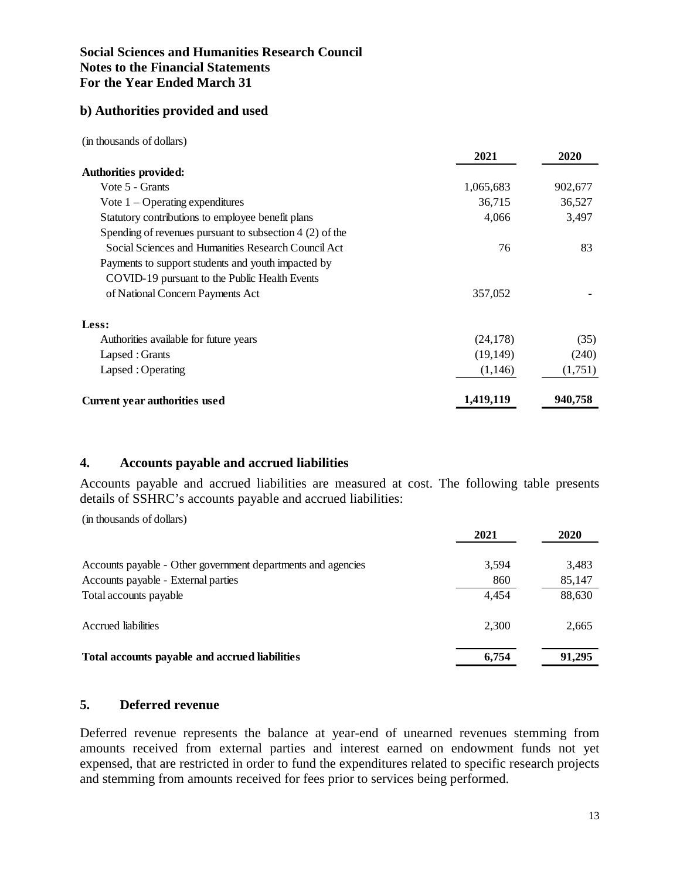**Social Sciences and Humanities Research Council**
**Notes to the Financial Statements**
**For the Year Ended March 31**

### b) Authorities provided and used

(in thousands of dollars)

| | 2021 | 2020 |
|---|---|---|
| **Authorities provided:** | | |
| Vote 5 - Grants | 1,065,683 | 902,677 |
| Vote 1 – Operating expenditures | 36,715 | 36,527 |
| Statutory contributions to employee benefit plans | 4,066 | 3,497 |
| Spending of revenues pursuant to subsection 4 (2) of the Social Sciences and Humanities Research Council Act | 76 | 83 |
| Payments to support students and youth impacted by COVID-19 pursuant to the Public Health Events of National Concern Payments Act | 357,052 | - |
| **Less:** | | |
| Authorities available for future years | (24,178) | (35) |
| Lapsed : Grants | (19,149) | (240) |
| Lapsed : Operating | (1,146) | (1,751) |
| **Current year authorities used** | **1,419,119** | **940,758** |

## 4. Accounts payable and accrued liabilities

Accounts payable and accrued liabilities are measured at cost. The following table presents details of SSHRC's accounts payable and accrued liabilities:

(in thousands of dollars)

| | 2021 | 2020 |
|---|---|---|
| Accounts payable - Other government departments and agencies | 3,594 | 3,483 |
| Accounts payable - External parties | 860 | 85,147 |
| Total accounts payable | 4,454 | 88,630 |
| Accrued liabilities | 2,300 | 2,665 |
| **Total accounts payable and accrued liabilities** | **6,754** | **91,295** |

## 5. Deferred revenue

Deferred revenue represents the balance at year-end of unearned revenues stemming from amounts received from external parties and interest earned on endowment funds not yet expensed, that are restricted in order to fund the expenditures related to specific research projects and stemming from amounts received for fees prior to services being performed.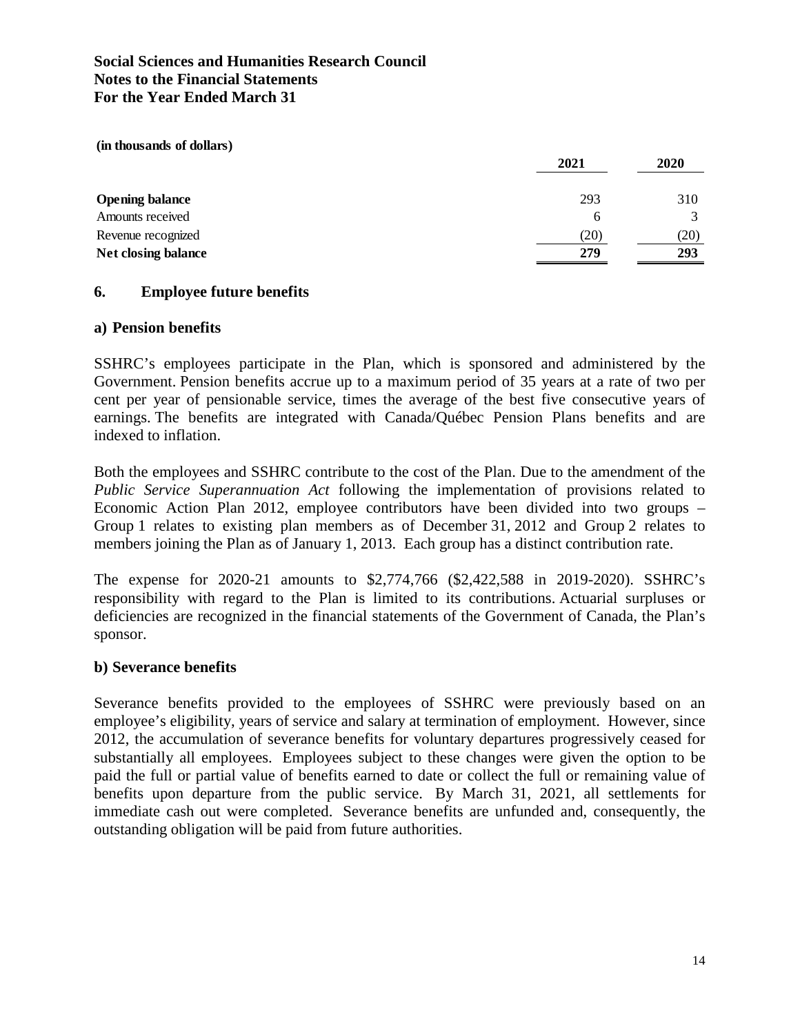**Social Sciences and Humanities Research Council**
**Notes to the Financial Statements**
**For the Year Ended March 31**

**(in thousands of dollars)**

| | 2021 | 2020 |
|---|---|---|
| **Opening balance** | 293 | 310 |
| Amounts received | 6 | 3 |
| Revenue recognized | (20) | (20) |
| **Net closing balance** | **279** | **293** |

## 6. Employee future benefits

### a) Pension benefits

SSHRC's employees participate in the Plan, which is sponsored and administered by the Government. Pension benefits accrue up to a maximum period of 35 years at a rate of two per cent per year of pensionable service, times the average of the best five consecutive years of earnings. The benefits are integrated with Canada/Québec Pension Plans benefits and are indexed to inflation.

Both the employees and SSHRC contribute to the cost of the Plan. Due to the amendment of the *Public Service Superannuation Act* following the implementation of provisions related to Economic Action Plan 2012, employee contributors have been divided into two groups – Group 1 relates to existing plan members as of December 31, 2012 and Group 2 relates to members joining the Plan as of January 1, 2013. Each group has a distinct contribution rate.

The expense for 2020-21 amounts to $2,774,766 ($2,422,588 in 2019-2020). SSHRC's responsibility with regard to the Plan is limited to its contributions. Actuarial surpluses or deficiencies are recognized in the financial statements of the Government of Canada, the Plan's sponsor.

### b) Severance benefits

Severance benefits provided to the employees of SSHRC were previously based on an employee's eligibility, years of service and salary at termination of employment. However, since 2012, the accumulation of severance benefits for voluntary departures progressively ceased for substantially all employees. Employees subject to these changes were given the option to be paid the full or partial value of benefits earned to date or collect the full or remaining value of benefits upon departure from the public service. By March 31, 2021, all settlements for immediate cash out were completed. Severance benefits are unfunded and, consequently, the outstanding obligation will be paid from future authorities.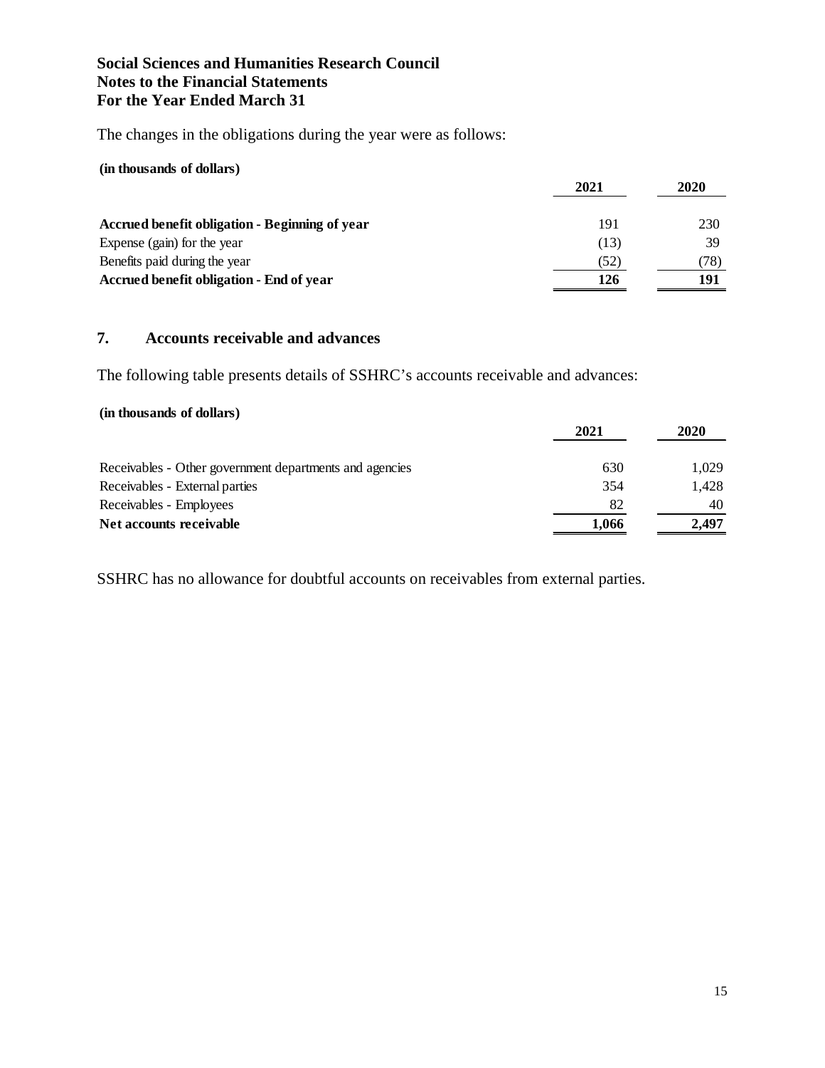The changes in the obligations during the year were as follows:

**(in thousands of dollars)**

| | 2021 | 2020 |
|---|---|---|
| **Accrued benefit obligation - Beginning of year** | 191 | 230 |
| Expense (gain) for the year | (13) | 39 |
| Benefits paid during the year | (52) | (78) |
| **Accrued benefit obligation - End of year** | **126** | **191** |

## 7. Accounts receivable and advances

The following table presents details of SSHRC's accounts receivable and advances:

**(in thousands of dollars)**

| | 2021 | 2020 |
|---|---|---|
| Receivables - Other government departments and agencies | 630 | 1,029 |
| Receivables - External parties | 354 | 1,428 |
| Receivables - Employees | 82 | 40 |
| **Net accounts receivable** | **1,066** | **2,497** |

SSHRC has no allowance for doubtful accounts on receivables from external parties.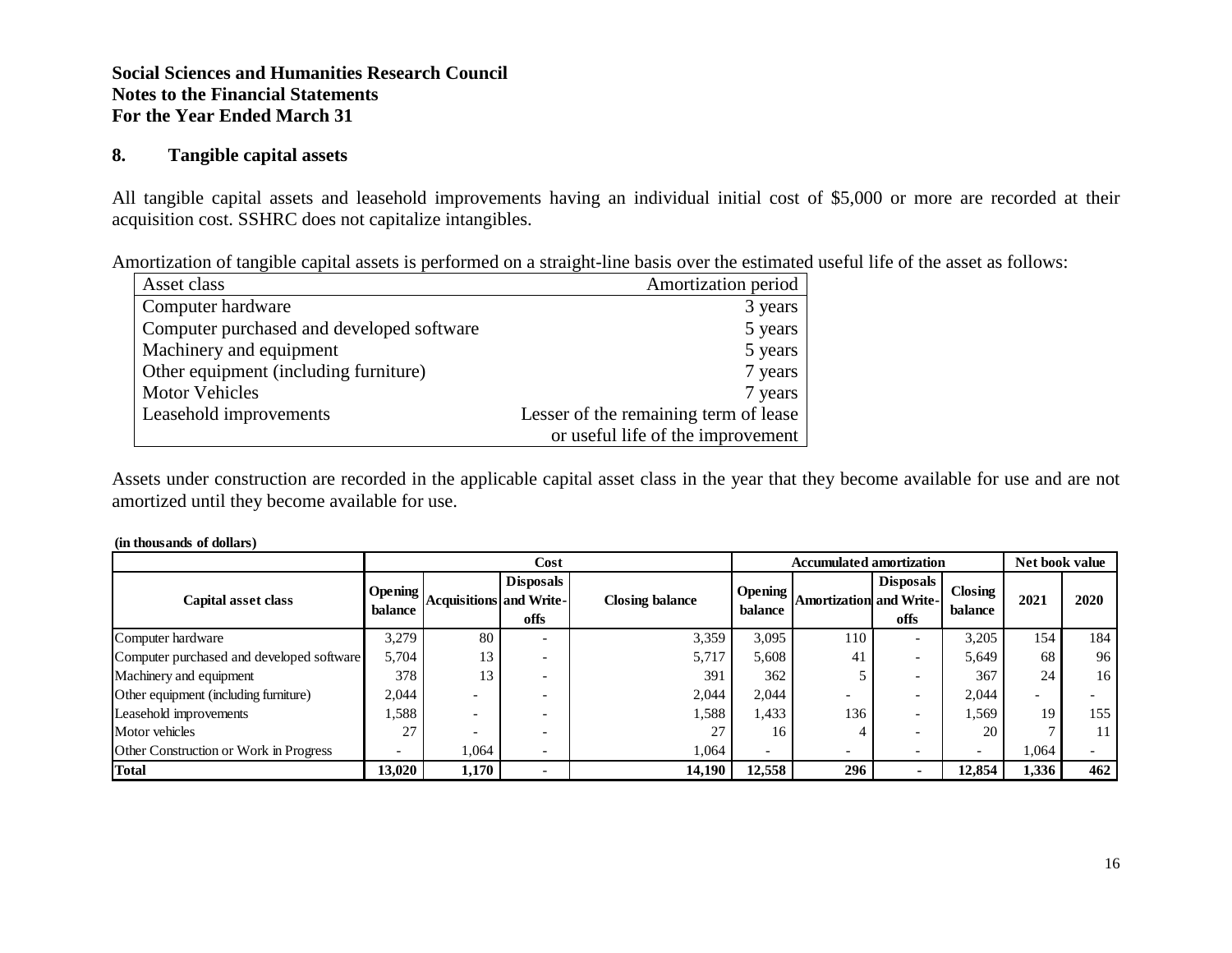**Social Sciences and Humanities Research Council**
**Notes to the Financial Statements**
**For the Year Ended March 31**

## 8. Tangible capital assets

All tangible capital assets and leasehold improvements having an individual initial cost of $5,000 or more are recorded at their acquisition cost. SSHRC does not capitalize intangibles.

Amortization of tangible capital assets is performed on a straight-line basis over the estimated useful life of the asset as follows:

| Asset class | Amortization period |
|---|---|
| Computer hardware | 3 years |
| Computer purchased and developed software | 5 years |
| Machinery and equipment | 5 years |
| Other equipment (including furniture) | 7 years |
| Motor Vehicles | 7 years |
| Leasehold improvements | Lesser of the remaining term of lease or useful life of the improvement |

Assets under construction are recorded in the applicable capital asset class in the year that they become available for use and are not amortized until they become available for use.

**(in thousands of dollars)**

| | Cost | | | | Accumulated amortization | | | | Net book value | |
|---|---|---|---|---|---|---|---|---|---|---|
| **Capital asset class** | **Opening balance** | **Acquisitions** | **Disposals and Write-offs** | **Closing balance** | **Opening balance** | **Amortization** | **Disposals and Write-offs** | **Closing balance** | **2021** | **2020** |
| Computer hardware | 3,279 | 80 | - | 3,359 | 3,095 | 110 | - | 3,205 | 154 | 184 |
| Computer purchased and developed software | 5,704 | 13 | - | 5,717 | 5,608 | 41 | - | 5,649 | 68 | 96 |
| Machinery and equipment | 378 | 13 | - | 391 | 362 | 5 | - | 367 | 24 | 16 |
| Other equipment (including furniture) | 2,044 | - | - | 2,044 | 2,044 | - | - | 2,044 | - | - |
| Leasehold improvements | 1,588 | - | - | 1,588 | 1,433 | 136 | - | 1,569 | 19 | 155 |
| Motor vehicles | 27 | - | - | 27 | 16 | 4 | - | 20 | 7 | 11 |
| Other Construction or Work in Progress | - | 1,064 | - | 1,064 | - | - | - | - | 1,064 | - |
| **Total** | **13,020** | **1,170** | **-** | **14,190** | **12,558** | **296** | **-** | **12,854** | **1,336** | **462** |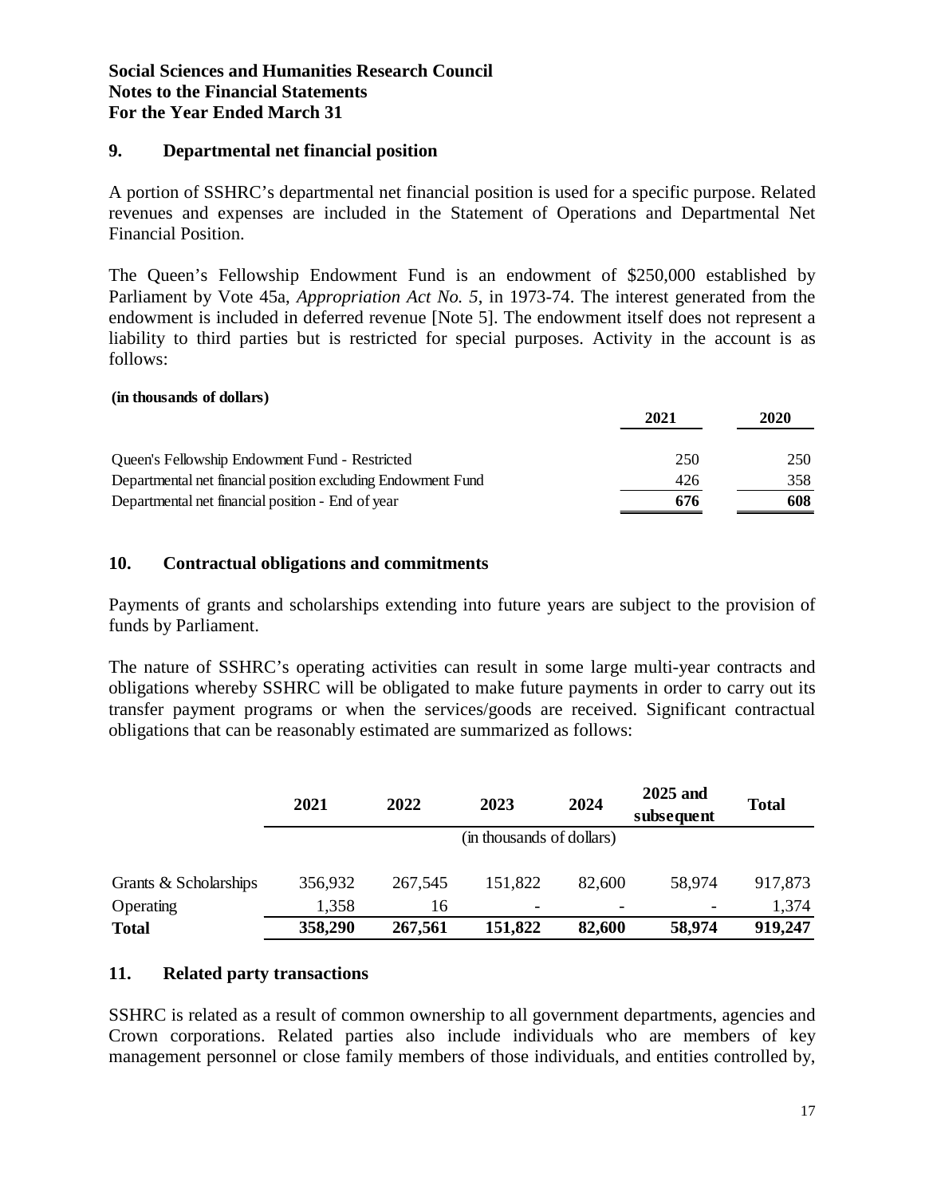**Social Sciences and Humanities Research Council**
**Notes to the Financial Statements**
**For the Year Ended March 31**

## 9. Departmental net financial position

A portion of SSHRC's departmental net financial position is used for a specific purpose. Related revenues and expenses are included in the Statement of Operations and Departmental Net Financial Position.

The Queen's Fellowship Endowment Fund is an endowment of \$250,000 established by Parliament by Vote 45a, *Appropriation Act No. 5*, in 1973-74. The interest generated from the endowment is included in deferred revenue [Note 5]. The endowment itself does not represent a liability to third parties but is restricted for special purposes. Activity in the account is as follows:

**(in thousands of dollars)**

| | 2021 | 2020 |
|---|---|---|
| Queen's Fellowship Endowment Fund - Restricted | 250 | 250 |
| Departmental net financial position excluding Endowment Fund | 426 | 358 |
| Departmental net financial position - End of year | **676** | **608** |

## 10. Contractual obligations and commitments

Payments of grants and scholarships extending into future years are subject to the provision of funds by Parliament.

The nature of SSHRC's operating activities can result in some large multi-year contracts and obligations whereby SSHRC will be obligated to make future payments in order to carry out its transfer payment programs or when the services/goods are received. Significant contractual obligations that can be reasonably estimated are summarized as follows:

| | 2021 | 2022 | 2023 | 2024 | 2025 and subsequent | Total |
|---|---|---|---|---|---|---|
| | (in thousands of dollars) | | | | | |
| Grants & Scholarships | 356,932 | 267,545 | 151,822 | 82,600 | 58,974 | 917,873 |
| Operating | 1,358 | 16 | - | - | - | 1,374 |
| **Total** | **358,290** | **267,561** | **151,822** | **82,600** | **58,974** | **919,247** |

## 11. Related party transactions

SSHRC is related as a result of common ownership to all government departments, agencies and Crown corporations. Related parties also include individuals who are members of key management personnel or close family members of those individuals, and entities controlled by,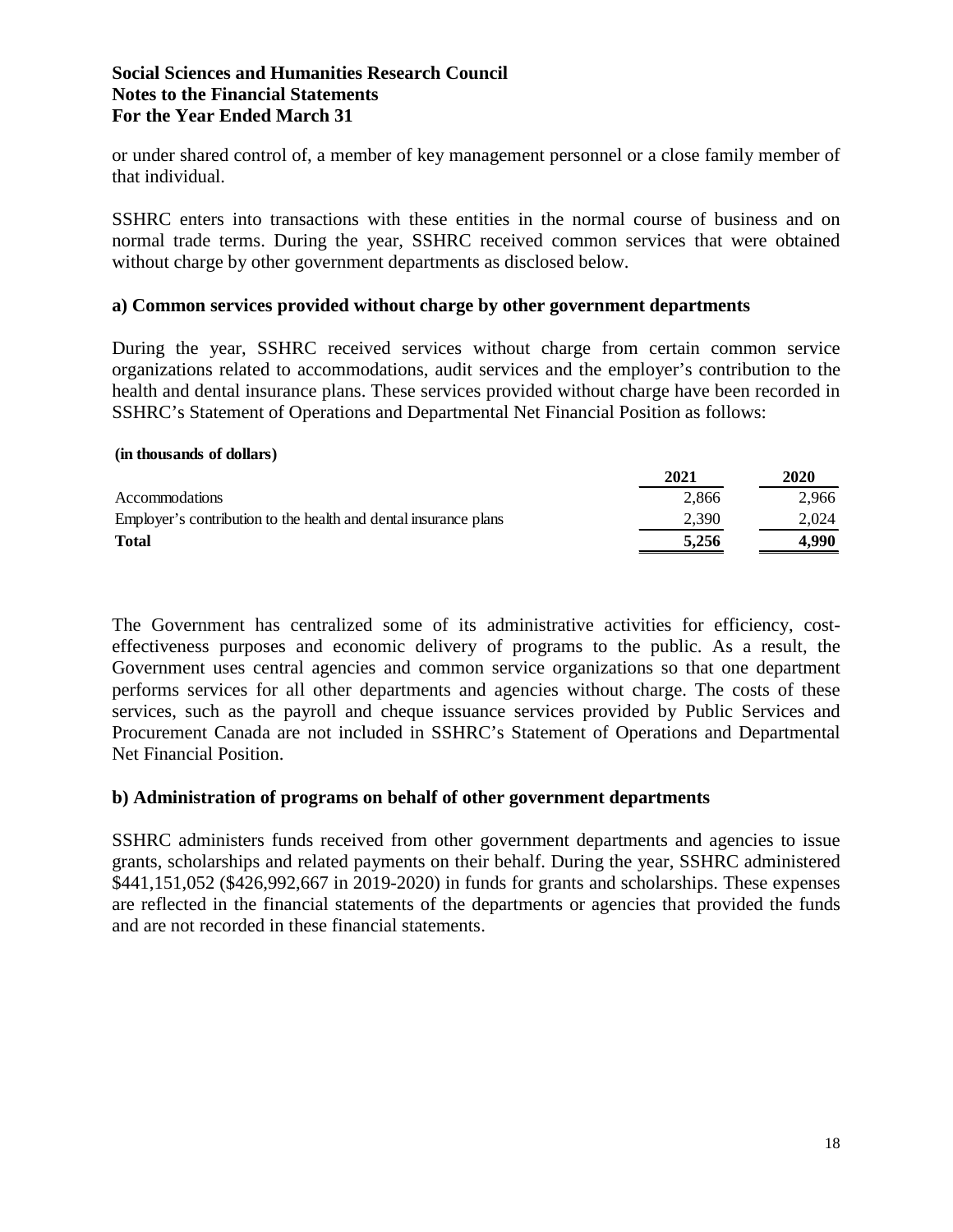or under shared control of, a member of key management personnel or a close family member of that individual.

SSHRC enters into transactions with these entities in the normal course of business and on normal trade terms. During the year, SSHRC received common services that were obtained without charge by other government departments as disclosed below.

### a) Common services provided without charge by other government departments

During the year, SSHRC received services without charge from certain common service organizations related to accommodations, audit services and the employer's contribution to the health and dental insurance plans. These services provided without charge have been recorded in SSHRC's Statement of Operations and Departmental Net Financial Position as follows:

**(in thousands of dollars)**

| | 2021 | 2020 |
|---|---|---|
| Accommodations | 2,866 | 2,966 |
| Employer's contribution to the health and dental insurance plans | 2,390 | 2,024 |
| **Total** | **5,256** | **4,990** |

The Government has centralized some of its administrative activities for efficiency, cost-effectiveness purposes and economic delivery of programs to the public. As a result, the Government uses central agencies and common service organizations so that one department performs services for all other departments and agencies without charge. The costs of these services, such as the payroll and cheque issuance services provided by Public Services and Procurement Canada are not included in SSHRC's Statement of Operations and Departmental Net Financial Position.

### b) Administration of programs on behalf of other government departments

SSHRC administers funds received from other government departments and agencies to issue grants, scholarships and related payments on their behalf. During the year, SSHRC administered $441,151,052 ($426,992,667 in 2019-2020) in funds for grants and scholarships. These expenses are reflected in the financial statements of the departments or agencies that provided the funds and are not recorded in these financial statements.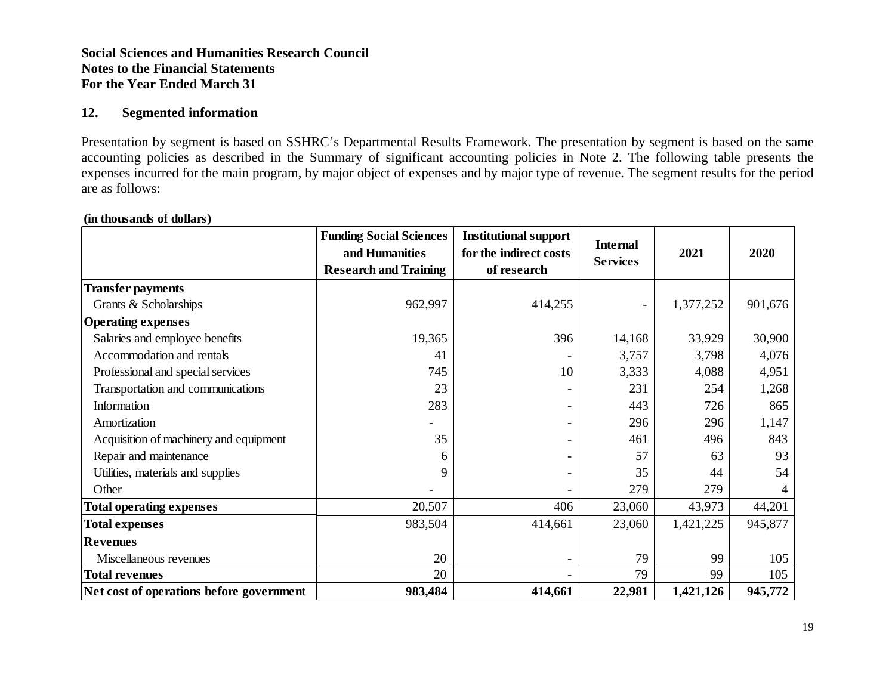**Social Sciences and Humanities Research Council**
**Notes to the Financial Statements**
**For the Year Ended March 31**

## 12. Segmented information

Presentation by segment is based on SSHRC's Departmental Results Framework. The presentation by segment is based on the same accounting policies as described in the Summary of significant accounting policies in Note 2. The following table presents the expenses incurred for the main program, by major object of expenses and by major type of revenue. The segment results for the period are as follows:

**(in thousands of dollars)**

| | Funding Social Sciences and Humanities Research and Training | Institutional support for the indirect costs of research | Internal Services | 2021 | 2020 |
|---|---|---|---|---|---|
| **Transfer payments** | | | | | |
| Grants & Scholarships | 962,997 | 414,255 | - | 1,377,252 | 901,676 |
| **Operating expenses** | | | | | |
| Salaries and employee benefits | 19,365 | 396 | 14,168 | 33,929 | 30,900 |
| Accommodation and rentals | 41 | - | 3,757 | 3,798 | 4,076 |
| Professional and special services | 745 | 10 | 3,333 | 4,088 | 4,951 |
| Transportation and communications | 23 | - | 231 | 254 | 1,268 |
| Information | 283 | - | 443 | 726 | 865 |
| Amortization | - | - | 296 | 296 | 1,147 |
| Acquisition of machinery and equipment | 35 | - | 461 | 496 | 843 |
| Repair and maintenance | 6 | - | 57 | 63 | 93 |
| Utilities, materials and supplies | 9 | - | 35 | 44 | 54 |
| Other | - | - | 279 | 279 | 4 |
| **Total operating expenses** | 20,507 | 406 | 23,060 | 43,973 | 44,201 |
| **Total expenses** | 983,504 | 414,661 | 23,060 | 1,421,225 | 945,877 |
| **Revenues** | | | | | |
| Miscellaneous revenues | 20 | - | 79 | 99 | 105 |
| **Total revenues** | 20 | - | 79 | 99 | 105 |
| **Net cost of operations before government** | **983,484** | **414,661** | **22,981** | **1,421,126** | **945,772** |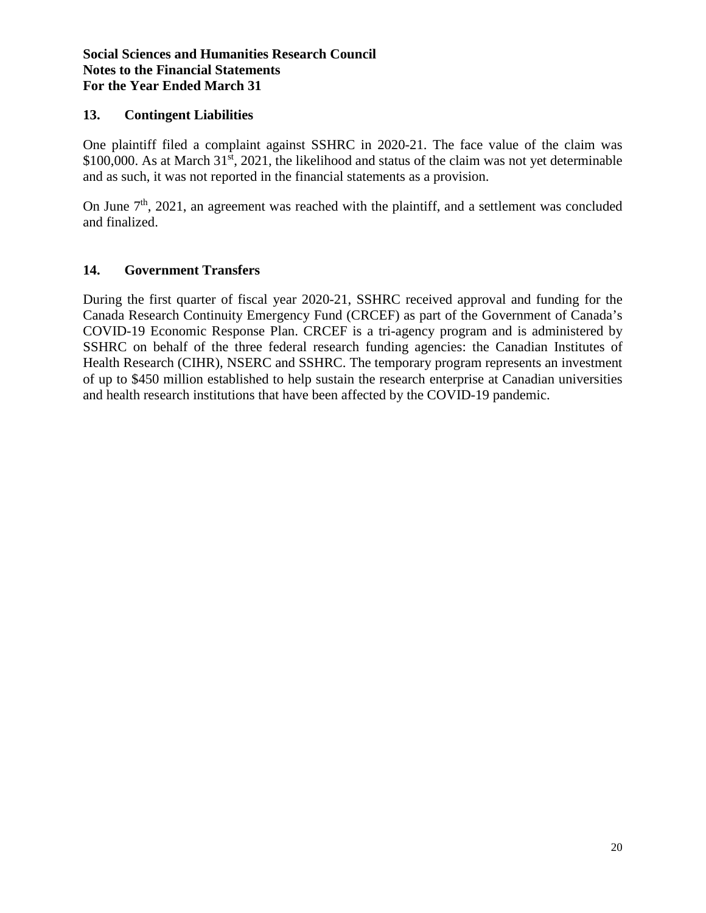**Social Sciences and Humanities Research Council**
**Notes to the Financial Statements**
**For the Year Ended March 31**

## 13. Contingent Liabilities

One plaintiff filed a complaint against SSHRC in 2020-21. The face value of the claim was \$100,000. As at March 31st, 2021, the likelihood and status of the claim was not yet determinable and as such, it was not reported in the financial statements as a provision.

On June 7th, 2021, an agreement was reached with the plaintiff, and a settlement was concluded and finalized.

## 14. Government Transfers

During the first quarter of fiscal year 2020-21, SSHRC received approval and funding for the Canada Research Continuity Emergency Fund (CRCEF) as part of the Government of Canada's COVID-19 Economic Response Plan. CRCEF is a tri-agency program and is administered by SSHRC on behalf of the three federal research funding agencies: the Canadian Institutes of Health Research (CIHR), NSERC and SSHRC. The temporary program represents an investment of up to \$450 million established to help sustain the research enterprise at Canadian universities and health research institutions that have been affected by the COVID-19 pandemic.